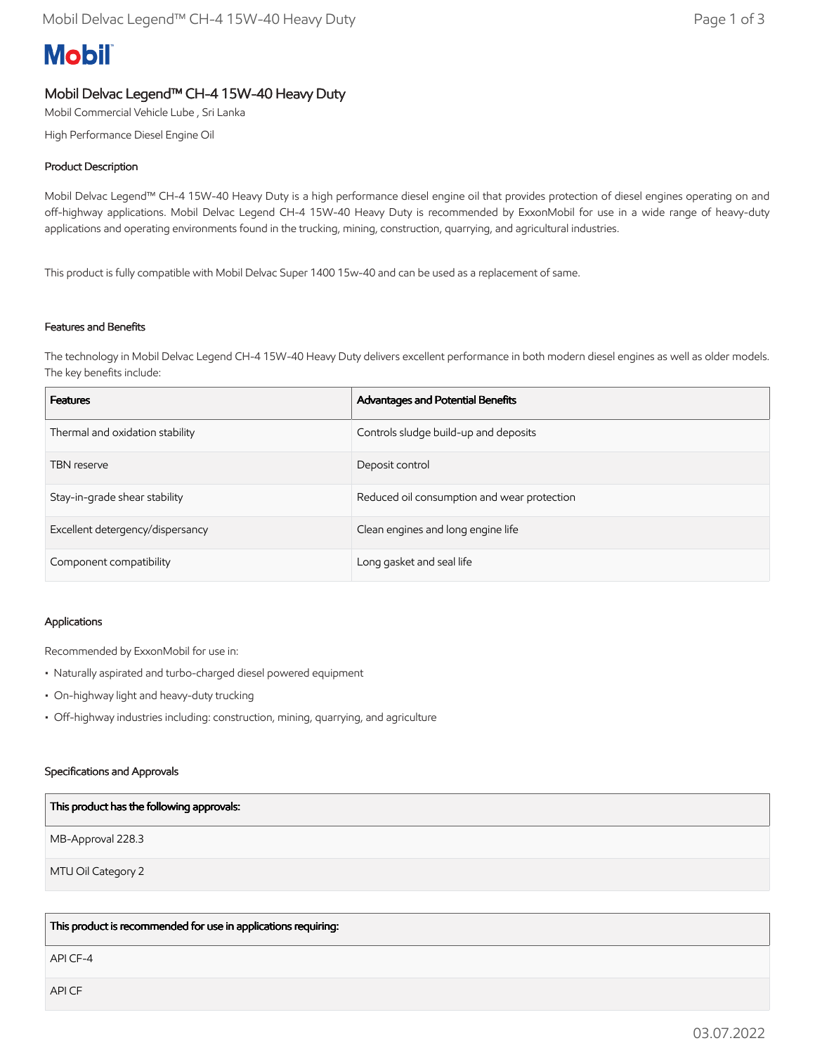# Mobil

## Mobil Delvac Legend™ CH-4 15W-40 Heavy Duty

Mobil Commercial Vehicle Lube , Sri Lanka

High Performance Diesel Engine Oil

### Product Description

Mobil Delvac Legend™ CH-4 15W-40 Heavy Duty is a high performance diesel engine oil that provides protection of diesel engines operating on and off-highway applications. Mobil Delvac Legend CH-4 15W-40 Heavy Duty is recommended by ExxonMobil for use in a wide range of heavy-duty applications and operating environments found in the trucking, mining, construction, quarrying, and agricultural industries.

This product is fully compatible with Mobil Delvac Super 1400 15w-40 and can be used as a replacement of same.

### Features and Benefits

The technology in Mobil Delvac Legend CH-4 15W-40 Heavy Duty delivers excellent performance in both modern diesel engines as well as older models. The key benefits include:

| Features | Advantages and Potential Benefits |
|---|---|
| Thermal and oxidation stability | Controls sludge build-up and deposits |
| TBN reserve | Deposit control |
| Stay-in-grade shear stability | Reduced oil consumption and wear protection |
| Excellent detergency/dispersancy | Clean engines and long engine life |
| Component compatibility | Long gasket and seal life |

### Applications

Recommended by ExxonMobil for use in:

- Naturally aspirated and turbo-charged diesel powered equipment
- On-highway light and heavy-duty trucking
- Off-highway industries including: construction, mining, quarrying, and agriculture

### Specifications and Approvals

| This product has the following approvals: |
|---|
| MB-Approval 228.3 |
| MTU Oil Category 2 |

| This product is recommended for use in applications requiring: |
|---|
| API CF-4 |
| API CF |

03.07.2022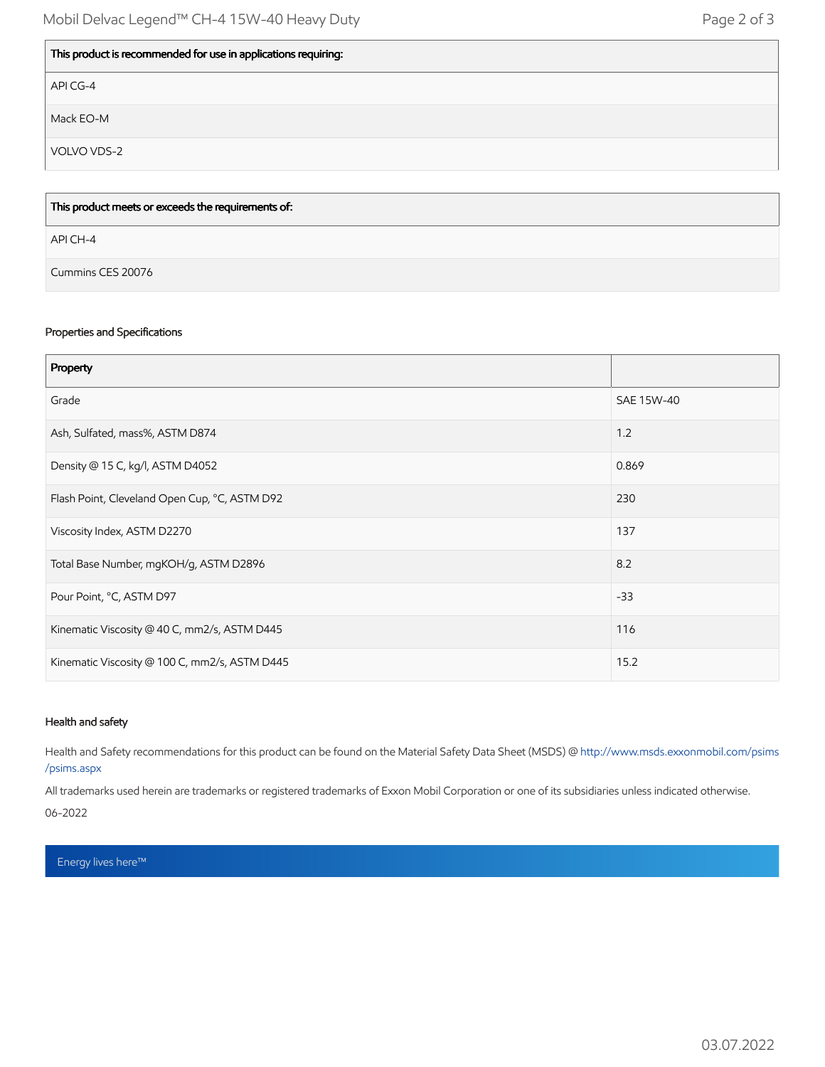| This product is recommended for use in applications requiring: |
| --- |
| API CG-4 |
| Mack EO-M |
| VOLVO VDS-2 |

| This product meets or exceeds the requirements of: |
| --- |
| API CH-4 |
| Cummins CES 20076 |

### Properties and Specifications

| Property | |
| --- | --- |
| Grade | SAE 15W-40 |
| Ash, Sulfated, mass%, ASTM D874 | 1.2 |
| Density @ 15 C, kg/l, ASTM D4052 | 0.869 |
| Flash Point, Cleveland Open Cup, °C, ASTM D92 | 230 |
| Viscosity Index, ASTM D2270 | 137 |
| Total Base Number, mgKOH/g, ASTM D2896 | 8.2 |
| Pour Point, °C, ASTM D97 | -33 |
| Kinematic Viscosity @ 40 C, mm2/s, ASTM D445 | 116 |
| Kinematic Viscosity @ 100 C, mm2/s, ASTM D445 | 15.2 |

### Health and safety

Health and Safety recommendations for this product can be found on the Material Safety Data Sheet (MSDS) @ http://www.msds.exxonmobil.com/psims/psims.aspx

All trademarks used herein are trademarks or registered trademarks of Exxon Mobil Corporation or one of its subsidiaries unless indicated otherwise.

06-2022

Energy lives here™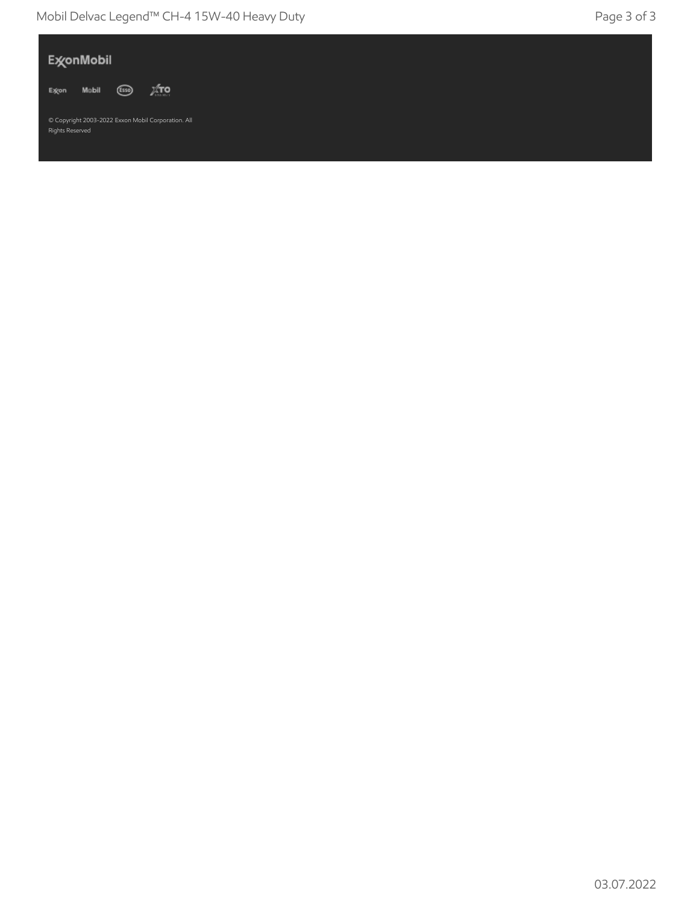ExxonMobil

Exxon Mobil Esso XTO

© Copyright 2003-2022 Exxon Mobil Corporation. All Rights Reserved